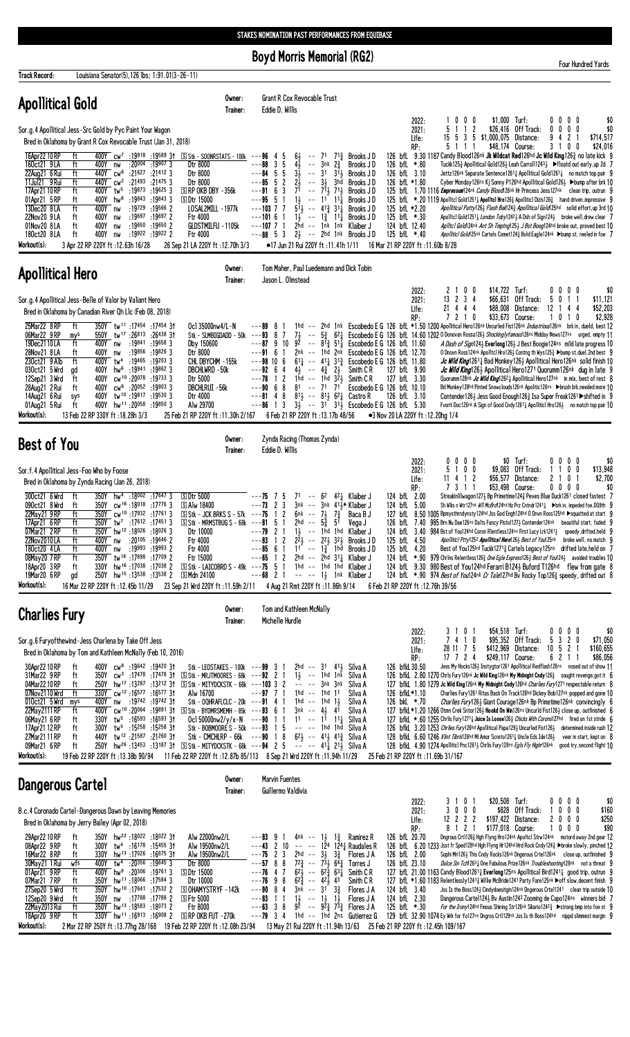STAKES NOMINATION PAST PERFORMANCES FROM EQUIBASE

# Boyd Morris Memorial (RG2)

Four Hundred Yards

**Track Record:** Louisiana Senator(5), 126 lbs; 1:91.01(3-26-11)

## Apollitical Gold

Owner: Grant R Cox Revocable Trust
Trainer: Eddie D. Willis

Sor.g.4 Apollitical Jess-Src Gold by Pyc Paint Your Wagon
Bred in Oklahoma by Grant R Cox Revocable Trust (Jan 31, 2018)

| | | | | | Turf: | 0 0 0 0 | $0 |
|---|---|---|---|---|---|---|---|
| 2022: | 1 0 0 0 | $1,000 | | | | | |
| 2021: | 5 1 1 2 | $26,416 | Off Track: | 0 0 0 0 | $0 | | |
| Life: | 15 5 3 5 | $1,000,075 | Distance: | 9 4 2 1 | $714,517 | | |
| RP: | 5 1 1 1 | $48,174 | Course: | 3 1 0 0 | $24,016 | | |

16Apr22 10 RP ft 400Y cw7 :19918 :19589 3† S Stk - SOONRSTATS - 100k ---96 4 5 6½ -- 7¹ 7⅓¾ Brooks J D 126 bfL 9.30 1187 Candy Blood126nk Jk Wildcat Red126hd Jc Wild King126½ no late kick 9
16Oct21 9 LA ft 400Y nw :20004 :19907 3 Dtr 8000 ---88 3 5 4½ -- 3nk 2¾ Brooks J D 126 bfL *.80 Tucklt125¾ Apollitical Gold126½ Leah Carroll1243½ ▶floatd out early,up 2d 7
22Aug21 6 Rui ft 440Y cw6 :21627 :21412 3 Dtr 8000 ---84 5 5 3½ -- 3¹ 3½ Brooks J D 126 bfL 3.10 Jettz126nk Separate Sentence1261¼ Apollitical Gold126¹½ no match top pair 9
11Jul21 9 Rui ft 440Y cw2 :21493 :21475 3 Dtr 8000 ---85 5 2 2½ -- 3½ 3hd Brooks J D 126 bfL *1.80 Cyber Monday126ns Kj Sonny P126hd Apollitical Gold126½ ▶bump after brk 10
17Apr21 10 RP ft 400Y tw5 :19873 :19625 3 S RP OKB DBY - 356k ---91 6 3 7¹ -- 7¹½ 7⅓ Brooks J D 125 bfL 1.70 1116 Empressum124nk Candy Blood126nk Hr Princess Jess127nk clean trip, outrun 9
01Apr21 5 RP ft 400Y hw8 :19843 :19843 3 S Dtr 15000 ---95 5 1 1½ -- 1¹ 1¹¼ Brooks J D 125 bfL *.20 1119 Apollitcl Gold1251¼ Apollitcl Hro126½ Apollitical Dlzis126½ hand driven,impressive 9
13Dec20 8 LA ft 400Y nw :19729 :19566 2 LOSAL2MILL - 1977k ---103 7 7 5¹½ -- 4¹¾ 3¹¼ Brooks J D 125 bfL *2.20 Apollitical Patty126½ Flash Ball124½ Apollitical Gold125hd solid effort,up 3rd 10
22Nov20 9 LA ft 400Y nw :19697 :19697 2 Ftr 4000 ---101 6 1 1½ -- 1¾ 1¹¼ Brooks J D 125 bfL *.30 Apolltcl Gold1251¼ London Toby124¹½ A Dsh of Sign124½ broke well, drew clear 7
01Nov20 8 LA ft 400Y nw :19650 :19650 2 GLDSTMILFU - 1105k ---107 7 1 2hd -- 1nk 1nk Klaiber J 124 bfL 12.40 Apllcl Gold124nk Ant Sh Tnptng125¼ J Bst Boog124hd broke out, proved best 10
18Oct20 8 LA ft 400Y nw :19922 :19922 2 Ftr 4000 ---88 5 3 2½ -- 2hd 1nk Brooks J D 125 bfL *.40 Apollitcl Gold125nk Cartels Comet124¾ Bold Eagle124nk ▶bump st, reeled in foe 7

Workout(s): 3 Apr 22 RP 220Y ft :12.63h 16/28 | 26 Sep 21 LA 220Y ft :12.70h 3/3 | •17 Jun 21 Rui 220Y ft :11.41h 1/11 | 16 Mar 21 RP 220Y ft :11.60b 8/28

## Apollitical Hero

Owner: Tom Maher, Paul Luedemann and Dick Tobin
Trainer: Jason L. Olmstead

Sor.g.4 Apollitical Jess-Belle of Valor by Valiant Hero
Bred in Oklahoma by Canadian River Qh Llc (Feb 08, 2018)

| | | | | | | |
|---|---|---|---|---|---|---|
| 2022: | 2 1 0 0 | $14,722 | Turf: | 0 0 0 0 | $0 |
| 2021: | 13 2 3 4 | $66,631 | Off Track: | 5 0 1 1 | $11,121 |
| Life: | 21 4 4 4 | $88,008 | Distance: | 12 1 4 4 | $52,203 |
| RP: | 7 2 1 0 | $33,673 | Course: | 1 0 1 0 | $2,928 |

25Mar22 8 RP ft 350Y tw11 :17454 :17454 3† Ocl 35000nw4/L-N ---89 8 1 1hd -- 2hd 1nk Escobedo E G 126 bfL *1.50 1200 Apollitical Hero126nk Uncurled Fist126nk Industrious126nk brk in, dueld, best 12
06Mar22 9 RP mys 550Y tw7 :26813 :26438 3† Stk - SLMBIGDADD - 50k ---93 8 7 7½ -- 5¾ 6²¼ Escobedo E G 126 bfL 14.60 1202 O Donovan Rossa126½ Shockinglyfamous126ns Midday News127ns urged, empty 11
19Dec21 10 LA ft 400Y nw :19841 :19658 3 Dby 150600 ---87 9 10 9² -- 8¹½ 5¹¼ Escobedo E G 126 bfL 11.60 A Dash of Sign124½ Everlong126½ J Best Boogie124ns mild late progress 10
28Nov21 8 LA ft 400Y nw :19856 :19826 3 Dtr 8000 ---91 6 1 2nk -- 1hd 2nk Escobedo E G 126 bfL 12.70 O Dnovn Ross124nk Apolltcl Hro126½ Contng th Wys125½ ▶bump st,duel,2nd best 9
23Oct21 9 Alb ft 400Y tw4 :19465 :19203 3 CHL DBYCHM - 155k ---98 10 6 6¹¼ -- 4¹½ 3¹¾ Escobedo E G 126 bfL 11.80 Jc Wild King1261¼ Bad Monkey126½ Apollitical Hero126nk solid finish 10
03Oct21 5 Wrd gd 400Y hw6 :19941 :19862 3 DBCHLWRD - 50k ---92 6 4 4½ -- 4¾ 2½ Smith C R 127 bfL 9.90 Jc Wild King126½ Apollitical Hero1271 Quorumm126nk dug in late 9
12Sep21 3 Wrd ft 400Y cw10 :20078 :19733 3 Dtr 5000 ---78 1 2 1hd -- 1hd 3²½ Smith C R 127 bfL 3.30 Quorumm128nk Jc Wild King1262¼ Apollitical Hero127nk in mix, best of rest 8
28Aug21 2 Rui ft 400Y cw6 :20052 :19903 3 DBCHLRUI - 56k ---90 6 8 8¹ -- 7¹ 7¹ Escobedo E G 126 bfL 10.10 Bd Monkey128hd Pinted Snowclouds126nk Apoltic126nk ▶brush brk,needed more 10
14Aug21 6 Rui sys 400Y tw10 :19817 :19539 3 Dtr 4000 ---81 4 8 8¹½ -- 8¹½ 6²¼ Castro R 126 bfL 3.10 Contender126½ Jess Good Enough126½ Isa Super Freak1261 ▶shifted in 9
01Aug21 5 Rui ft 400Y hw11 :20058 :19850 3 Alw 29700 ---86 1 3 3½ -- 3¹ 3¹½ Escobedo E G 126 bfL 5.30 Fvorit Doc126nk A Sign of Good Cndy126¹½ Apollitcl Hro126½ no match top pair 10

Workout(s): 13 Feb 22 RP 330Y ft :18.28h 3/3 | 25 Feb 21 RP 220Y ft :11.30h 2/167 | 6 Feb 21 RP 220Y ft :13.17b 48/56 | •3 Nov 20 LA 220Y ft :12.20hg 1/4

## Best of You

Owner: Zynda Racing (Thomas Zynda)
Trainer: Eddie D. Willis

Sor.f.4 Apollitical Jess-Foo Who by Foose
Bred in Oklahoma by Zynda Racing (Jan 26, 2018)

| | | | | | | |
|---|---|---|---|---|---|---|
| 2022: | 0 0 0 0 | $0 | Turf: | 0 0 0 0 | $0 |
| 2021: | 5 1 0 0 | $9,083 | Off Track: | 1 1 0 0 | $13,948 |
| Life: | 11 4 1 2 | $56,577 | Distance: | 2 1 0 1 | $2,700 |
| RP: | 7 3 1 1 | $53,498 | Course: | 0 0 0 0 | $0 |

30Oct21 6 Wrd ft 350Y hw4 :18002 :17647 3 S Dtr 5000 ---75 7 5 7¹ -- 6² 4²¼ Klaiber J 124 bfL 2.00 Streakinlilwagon127½ Bp Primetime124¾ Peves Blue Duck1261 closed fastest 7
09Oct21 8 Wrd ft 350Y cw16 :18018 :17776 3 S Alw 18400 ---73 2 3 3nk -- 3nk 4¹¾* Klaiber J 124 bfL 5.00 Sh Wlks n Wtr127nk Wll McBrd124hd Hz Prz Cntndr124¹½ ▶brk in, impeded foe,DQ8th 9
22May21 9 RP ft 350Y cw10 :17932 :17761 3 S Stk - JCK BRKS S - 57k ---75 1 2 6nk -- 7½ 7¾ Baca B J 127 bfL 8.50 1005 Bpmysthrndynsty124hd Jss God Engh124hd O Dnvn Ross125hd ▶squatted at start 9
17Apr21 6 RP ft 350Y tw7 :17612 :17451 3 S Stk - MRMSTBUG S - 68k ---81 5 1 2hd -- 5¾ 5¹ Vega J 126 bfL 7.40 985 Bm Nu Dae126ns Dalts Fancy Pistol127½ Contender124nk beautiful start, faded 9
07Mar21 2 RP ft 350Y hw12 :18026 :18026 3 Dtr 10000 ---79 2 1 1½ -- 1hd 1hd Klaiber J 124 bfL 3.40 984 Bst of You124hd Coron Rlentless124ns First Lucy Lrk124¹½ speedy,drifted,held 9
22Nov20 10 LA ft 400Y nw :20105 :19646 2 Ftr 4000 ---83 1 2 2²½ -- 2²¼ 3²½ Brooks J D 125 bfL 4.50 Apollitcl Ptty125² Apollitical Hero126½ Best of You125nk broke well, no match 9
18Oct20 4 LA ft 400Y nw :19993 :19993 2 Ftr 4000 ---85 6 1 1¹ -- 1¾ 1hd Brooks J D 125 bfL 4.20 Best of You125hd Tuckit127¹¾ Cartels Legacy125ns drifted late,held on 7
08May20 7 RP ft 350Y tw18 :17898 :17709 2 Ftr 15000 ---65 1 2 2hd -- 2hd 3¹¾ Klaiber J 124 bfL *.90 979 Chrlns Relentless126¾ One Egle Express126½ Best of You124½ avoided troubles 10
18Apr20 3 RP ft 330Y hw16 :17036 :17038 2 S Stk - LAICOBRD S - 49k ---75 5 1 1hd -- 1hd 1hd Klaiber J 124 bfL 9.30 980 Best of You124hd Ferarri B124½ Buford T126hd flew from gate 8
19Mar20 6 RP gd 250Y hw15 :13538 :13538 2 S Mdn 24100 ---68 2 1 -- -- 1½ 1nk Klaiber J 124 bfL *.90 974 Best of You124nk Cr Tale127hd Bv Rocky Top126½ speedy, drifted out 8

Workout(s): 16 Mar 22 RP 220Y ft :12.45b 11/29 | 23 Sep 21 Wrd 220Y ft :11.59h 2/11 | 4 Aug 21 Rmt 220Y ft :11.86h 9/14 | 6 Feb 21 RP 220Y ft :12.76h 39/56

## Charlies Fury

Owner: Tom and Kathleen McNally
Trainer: Michelle Hurdle

Sor.g.6 Furyofthewind-Jess Charlena by Take Off Jess
Bred in Oklahoma by Tom and Kathleen McNally (Feb 10, 2016)

| | | | | | | |
|---|---|---|---|---|---|---|
| 2022: | 3 1 0 1 | $54,518 | Turf: | 0 0 0 0 | $0 |
| 2021: | 7 4 1 0 | $95,352 | Off Track: | 5 3 2 0 | $71,050 |
| Life: | 28 11 7 5 | $412,969 | Distance: | 10 5 2 1 | $160,655 |
| RP: | 17 7 2 4 | $249,117 | Course: | 6 2 1 1 | $86,056 |

30Apr22 10 RP ft 400Y cw8 :19642 :19420 3† Stk - LEOSTAKES - 100k ---99 3 1 2hd -- 3¹ 4¹½ Silva A 126 bfkL 30.50 Jess My Hocks126½ Instygtor1261 Apollitical Redflash126ns nosed out of show 11
31Mar22 9 RP ft 350Y cw3 :17478 :17478 3† S Stk - MRJTMOORES - 68k ---92 2 1 1½ -- 1hd 1nk Silva A 126 bfkL 2.80 1270 Chrls Fury126nk Jc Wild King126nk My Midnight Cndy126½ sought revenge,got it 6
04Mar22 10 RP ft 250Y hw17 :13287 :13212 3† S Stk - MITYDCKSTK - 68k ---103 3 2 -- -- 3nk 3nk Silva A 127 bfkL 1.80 1279 Jc Wild King126nk My Midnight Cndy126hd Charlies Fury1271 respectable return 8
07Nov21 10 Wrd ft 330Y cw12 :16577 :16577 3† Alw 16700 ---97 7 1 1hd -- 1hd 1¹ Silva A 126 bfkL *1.10 Charlies Fury126¹ Ritas Back On Track126hd Dickey Bob127nk popped and gone 10
01Oct21 5 Wrd mys 400Y hw7 :19742 :19742 3† Stk - OQHRAFCLCL - 20k ---91 4 1 1hd -- 1hd 1½ Silva A 126 bkL *.70 Charlies Fury126½ Giant Courage126nk Bp Primetime126nk convincingly 6
22May21 11 RP ft 400Y cw10 :20064 :19891 3† S Stk - BYDMRSMEMH - 85k ---93 6 1 3nk -- 4½ 4¹ Silva A 127 bfkL *1.20 1266 Otmn Crek Sntor126½ Hookd On Win126ns Uncurld Fist126½ close up, outfinished 6
06May21 6 RP ft 330Y tw5 :16593 :16593 3† Ocl 50000nw2/y/x-N ---90 1 1 1¹ -- 1¹ 1¹¼ Silva A 127 bfkL *.60 1255 Chrls Fury1271¼ Juice Is Loose126½ Chicks With Corona127hd fired on 1st stride 6
17Apr21 12 RP ft 300Y tw5 :15258 :15258 3† Stk - BOBMOORE S - 50k ---93 1 5 -- -- 1hd 1hd Silva A 126 bfkL 3.20 1253 Chrlies Fury126hd Apollitical Papa129½ Uncurled Fist126½ determined inside rush 12
27Mar21 11 RP ft 440Y tw12 :21587 :21260 3† Stk - CMCHLRP - 66k ---90 1 8 6²½ -- 4¹½ 4¹¾ Silva A 128 bfkL 6.60 1246 Vlnt Tbrst126hd Mi Amor Screto1261½ Uncle Eds Ide126½ veer in start, kept on 8
09Mar21 6 RP ft 250Y hw26 :13453 :13187 3† S Stk - MITYDCKSTK - 68k ---94 2 5 -- -- 4¹½ 2¹½ Silva A 128 bfkL 4.90 1274 Apollitcl Pnc1261½ Chrls Fury128ns Egls Fly Hgh126nk good try,second flight 10

Workout(s): 19 Feb 22 RP 220Y ft :13.38b 90/94 | 11 Feb 22 RP 220Y ft :12.87b 85/113 | 8 Sep 21 Wrd 220Y ft :11.94h 11/29 | 25 Feb 21 RP 220Y ft :11.69b 31/167

## Dangerous Cartel

Owner: Marvin Fuentes
Trainer: Guillermo Valdivia

B.c.4 Coronado Cartel-Dangerous Dawn by Leaving Memories
Bred in Oklahoma by Jerry Bailey (Apr 02, 2018)

| | | | | | | |
|---|---|---|---|---|---|---|
| 2022: | 3 1 0 1 | $20,508 | Turf: | 0 0 0 0 | $0 |
| 2021: | 3 0 0 0 | $828 | Off Track: | 1 0 0 0 | $160 |
| Life: | 12 2 2 2 | $197,422 | Distance: | 2 0 0 0 | $250 |
| RP: | 8 1 2 1 | $177,018 | Course: | 1 0 0 0 | $90 |

29Apr22 10 RP ft 350Y hw22 :18022 :18022 3† Alw 22000nw2/L ---83 9 1 4nk -- 1½ 1¾ Ramirez R 126 bfL 20.70 Dngrous Crtl126¾ Hgh Flyng Hro124nk Apoltcl Strv124nk motord away 2nd gear 12
08Apr22 9 RP ft 300Y tw4 :16178 :15455 3† Alw 19500nw2/L ---43 2 10 -- -- 12⁴ 12⁴¼ Raudales R 126 bfL 6.20 1233 Jsst fr Sped128hd Hgh Flyng Hr124hd Hrd Rock Cndy124½ ▶broke slowly, pinched 12
16Mar22 8 RP ft 330Y hw13 :17026 :16875 3† Alw 19500nw2/L ---75 2 3 2hd -- 3½ 3¾ Flores J A 126 bfL 2.00 Sophi Mri126½ This Cndy Rocks126nk Dngerous Crtel126nk close up, outfinished 9
30May21 1 Rui wfs 400Y tw4 :20356 :19645 3 Dtr 8000 ---57 8 8 7²¾ -- 7³½ 6⁴¾ Torres J 126 bfL 23.10 Dulce Sin Tcht1263¾ One Fabulous Prize126nk Troubleshooting128nk not a threat 9
01Apr21 9 RP ft 400Y hw3 :20306 :19761 3 S Dtr 15000 ---76 4 7 6²½ -- 6²¾ 6³¼ Smith C R 127 bfL 21.00 1163 Candy Blood1261¼ Everlong125ns Apollitical Bird124¹½ good trip, outrun 9
07Mar21 7 RP ft 350Y hw11 :18066 :17584 3 Dtr 10000 ---76 9 8 6²¾ -- 4²½ 4³ Smith C R 127 bfL *1.60 1183 Relentlessly124¹¾ Willie McBride1241 Party Fare125nk ▶off slow,decent finish 9
27Sep20 5 Wrd ft 350Y hw10 :17641 :17532 2 S OHAMYSTRYF - 142k ---90 8 4 3nk -- 3¹ 3¾ Flores J A 124 bfL 3.40 Jss Is the Boss124½ Cndydoesitgin124nk Dngerous Crtel124¹ clean trip outside 10
12Sep20 9 Wrd ft 350Y nw :17788 :17788 2 S Ftr 5000 ---83 1 1 1½ -- 1½ 1½ Flores J A 124 bfL 2.30 Dangerous Cartel124½ Bv Austin124³ Zooming de Capo124ns winners bid 7
22May20 13 Rui ft 350Y hw13 :18583 :18073 2 Ftr 8000 ---63 3 8 9² -- 9²¾ 7³¾ Flores J A 125 bfL *.30 For the Irony124hd Fnous Shining Str126nk Sikario124²½ ▶strong bmp into foe st 9
18Apr20 9 RP ft 330Y hw11 :16913 :16908 2 S RP OKB FUT - 270k ---79 3 4 1hd -- 1hd 2ns Gutierrez G 129 bfL 32.90 1074 Ey Wrk for Yo127ns Dngrs Crt1129nk Jss Is th Boss124hd nippd slimmest margin 9

Workout(s): 2 Mar 22 RP 250Y ft :13.77hg 28/168 | 19 Feb 22 RP 220Y ft :12.08h 23/94 | 13 May 21 Rui 220Y ft :11.94h 13/63 | 25 Feb 21 RP 220Y ft :12.45h 109/167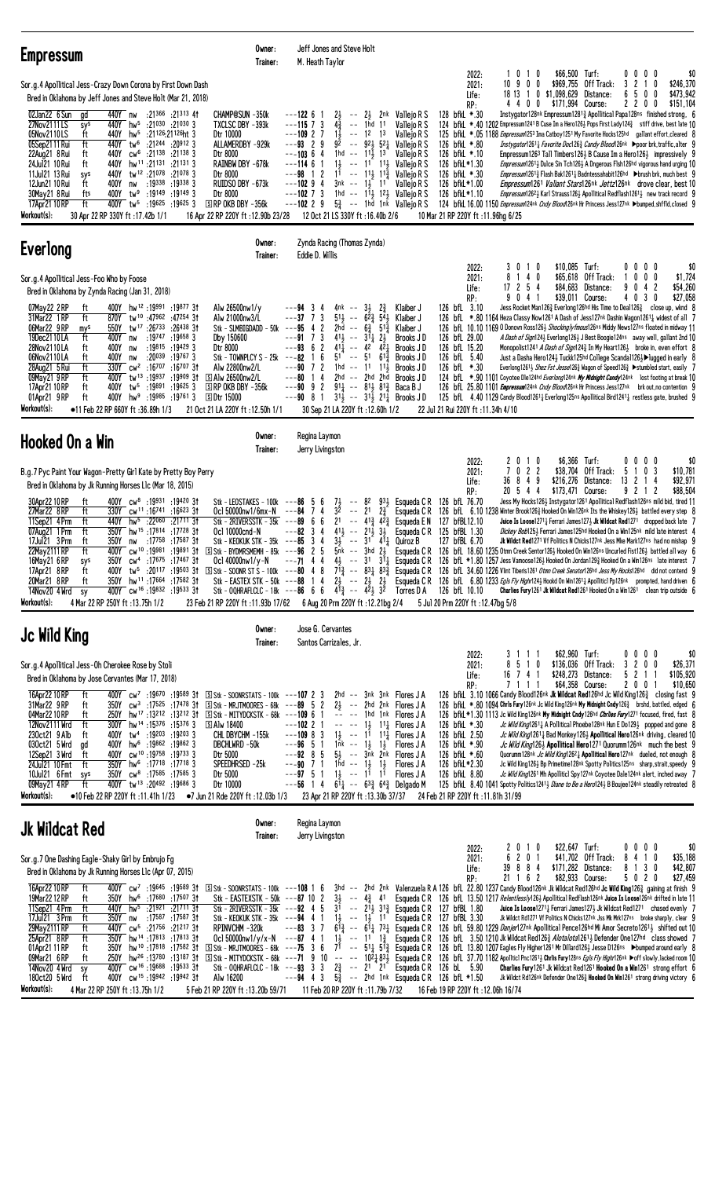## Empressum

Owner: Jeff Jones and Steve Holt
Trainer: M. Heath Taylor

Sor.g.4 Apollitical Jess-Crazy Down Corona by First Down Dash
Bred in Oklahoma by Jeff Jones and Steve Holt (Mar 21, 2018)

| | | | | | |
|---|---|---|---|---|---|
| 2022: | 1 0 1 0 | $66,500 | Turf: | 0 0 0 0 | $0 |
| 2021: | 10 9 0 0 | $969,755 | Off Track: | 3 2 1 0 | $246,370 |
| Life: | 18 13 1 0 | $1,089,629 | Distance: | 6 5 0 0 | $473,942 |
| RP: | 4 4 0 0 | $171,994 | Course: | 2 2 0 0 | $151,104 |

```
02Jan22 6 Sun  gd   440Y nw  :21366 :21313 4↑  CHAMP@SUN -350k      ---122 6 1  2½  -- 2½  2nk Vallejo R S 128 bfkL *.30  Instygator128nk Empressum1281½ Apollitical Papa128ns finished strong, 6
27Nov21 11 LS  sys  440Y hw5 :21030 :21030 3    TXCLSC DBY -393k     ---115 7 3  4½  -- 1hd 11  Vallejo R S 124 bfkL *.40 1202 Empressum1241 B Cuse Im a Hero126½ Pops First Lady124½ stiff drive, best late 10
05Nov21 11 LS  ft   440Y hw5 :21126 :21126ht 3 Dtr 100000           ---109 2 7  1½  -- 12  13  Vallejo R S 125 bfkL *.05 1188 Empressum1253 Ima Catboy1251 My Favorite Hocks125hd gallant effort,cleared 8
05Sep21 11 Rui ft   440Y tw6 :21244 :20912 3    ALLAMERDBY -929k     ---93 2 9   92  -- 92½ 52¼ Vallejo R S 126 bfkL *.80  Instygator1261¼ Favorite Doc126½ Candy Blood126nk ▶poor brk,traffic,alter 9
22Aug21 8 Rui  ft   440Y cw6 :21138 :21138 3    Dtr 8000             ---103 6 4  1hd -- 11½ 13  Vallejo R S 126 bfkL *1.10 Empressum1263 Tall Timbers126½ B Cuse Im a Hero126½ impressively 9
24Jul21 10 Rui ft   440Y hw11 :21131 :21131 3   RAINBW DBY -678k     ---114 6 1  1½  -- 11  11½ Vallejo R S 126 bfkL*1.30 Empressum1261½ Dulce Sin Tch126½ A Ungerous Fbh126hd vigorous hand urging 10
11Jul21 13 Rui sys  440Y hw12 :21078 :21078 3   Dtr 8000             ---98 1 2   11  -- 11½ 11¾ Vallejo R S 126 bfkL *.30  Empressum1261¾ Flash Bak1261½ Badntessahabit126hd ▶brush brk, much best 9
12Jun21 10 Rui ft   400Y nw  :19338 :19338 3    RUIDSO DBY -673k     ---102 9 4  3nk -- 1½  11  Vallejo R S 125 bfkL*1.00 Empressum1261 Valiant Stars126nk Jettz126nk drove clear, best 10
30May21 8 Rui  fts  400Y tw9 :19149 :19149 3    Dtr 8000             ---102 7 3  1hd -- 11½ 12½ Vallejo R S 126 bfkL*1.10 Empressum1262½ Karl Strauss126½ Apollitical Redflash1261½ new track record 9
17Apr21 10 RP  ft   400Y tw5 :19625 :19625 3    SRP OKB DBY -356k    ---102 2 9  5¾  -- 1hd 1nk Vallejo R S 124 bfkL 16.00 1150 Empressum124nk Cndy Blood126nk Hr Princess Jess127nk ▶bumped,shffld,closed 9
```

Workout(s): 30 Apr 22 RP 330Y ft :17.42b 1/1 | 16 Apr 22 RP 220Y ft :12.90b 23/28 | 12 Oct 21 LS 300Y ft :16.40b 2/6 | 10 Mar 21 RP 220Y ft :11.96hg 6/25

## Everlong

Owner: Zynda Racing (Thomas Zynda)
Trainer: Eddie D. Willis

Sor.g.4 Apollitical Jess-Foo Who by Foose
Bred in Oklahoma by Zynda Racing (Jan 31, 2018)

| | | | | | |
|---|---|---|---|---|---|
| 2022: | 3 0 1 0 | $10,085 | Turf: | 0 0 0 0 | $0 |
| 2021: | 8 1 4 0 | $65,618 | Off Track: | 1 0 0 0 | $1,724 |
| Life: | 17 2 5 4 | $84,683 | Distance: | 9 0 4 2 | $54,260 |
| RP: | 9 0 4 1 | $39,011 | Course: | 4 0 3 0 | $27,058 |

```
07May22 2 RP   ft   400Y hw12 :19991 :19877 3↑  Alw 26500nw1/y       ---94 3 4   4nk -- 3½  2¾  Klaiber J   126 bfL 3.10  Jess Rocket Man126¾ Everlong126hd His Time to Deal126½ close up, wknd 8
31Mar22 1 RP   ft   870Y tw10 :47962 :47254 3↑  Alw 21000nw3/L      ---37 7 3   51½ -- 62¾ 54½ Klaiber J   126 bfL *.80 1164 Heza Classy Now1261 A Dash of Jess127nk Dashin Wagon1261½ widest of all 7
06Mar22 9 RP   mys  550Y tw17 :26733 :26438 3↑  Stk - SLMBIGDADD - 50k ---95 4 2 2hd -- 6¾  51¾ Klaiber J   126 bfL 10.10 1169 O Donovn Ross126½ Shockinglyfmous126ns Middy News127ns floated in midway 11
19Dec21 10 LA  ft   400Y nw  :19747 :19658 3    Dby 150000           ---91 7 3   41½ -- 31¼ 2½  Brooks J D  126 bfL 29.00 A Dash of Sign124½ Everlong126½ J Best Boogie124ns away well, gallant 2nd 10
28Nov21 10 LA  ft   400Y nw  :19815 :19429 3    Dtr 8000             ---93 6 2   41¼ -- 42  42¼ Brooks J D  126 bfL 15.20 Monopolist1241 A Dash of Sign124¾ In My Heart126½ broke in, even effort 8
06Nov21 10 LA  ft   400Y nw  :20039 :19767 3    Stk - TOWNPLCY S - 25k ---82 1 6 51 -- 51  61¾ Brooks J D  126 bfL 5.40  Just a Dasha Hero124½ Tuckk125hd College Scanda1126½ ▶lugged in early 8
28Aug21 5 Rui  ft   330Y cw2 :16707 :16707 3↑  Alw 22800nw2/L      ---90 7 2   1hd -- 11  11½ Brooks J D  126 bfL *.30  Everlong126½ Shez Fst Jesse126½ Wagon of Speed126¾ ▶stumbled start, easily 7
09May21 9 RP   ft   400Y tw13 :19937 :19909 3↑  SAlw 26500nw2/L     ---80 1 4   2hd -- 2hd 2hd Brooks J D  124 bfL *.90 1101 Coyotee Ole124hd Everlong124nk My Midnight Candy124nk lost footing at break 10
17Apr21 10 RP  ft   400Y tw5 :19891 :19625 3    SRP OKB DBY -356k    ---90 9 2   91¼ -- 81¾ 81¾ Baca B J    126 bfL 25.80 1101 Empressum124nk Cndy Blood126nk Hr Princess Jess127nk brk out,no contention 9
01Apr21 9 RP   ft   400Y hw9 :19985 :19761 3    SDtr 15000           ---90 8 1   31½ -- 31½ 21¼ Brooks J D  125 bfL 4.40 1129 Candy Blood1261¼ Everlong125ns Apollitical Bird1241¼ restless gate, brushed 9
```

Workout(s): ●11 Feb 22 RP 660Y ft :36.89h 1/3 | 21 Oct 21 LA 220Y ft :12.50h 1/1 | 30 Sep 21 LA 220Y ft :12.60h 1/2 | 22 Jul 21 Rui 220Y ft :11.34h 4/10

## Hooked On a Win

Owner: Regina Laymon
Trainer: Jerry Livingston

B.g.7 Pyc Paint Your Wagon-Pretty Girl Kate by Pretty Boy Perry
Bred in Oklahoma by Jk Running Horses Llc (Mar 18, 2015)

| | | | | | |
|---|---|---|---|---|---|
| 2022: | 2 0 1 0 | $6,366 | Turf: | 0 0 0 0 | $0 |
| 2021: | 7 0 2 2 | $38,704 | Off Track: | 5 1 0 3 | $10,781 |
| Life: | 36 8 4 9 | $216,276 | Distance: | 13 2 1 4 | $92,971 |
| RP: | 20 5 4 4 | $173,471 | Course: | 9 2 1 2 | $88,504 |

```
30Apr22 10 RP  ft   400Y cw8 :19931 :19420 3↑  Stk - LEOSTAKES - 100k ---86 5 6 7½  -- 82  93¼ Esqueda C R 126 bfL 76.70 Jess My Hocks126½ Instygator1261 Apollitical Redflash126ns mild bid, tired 11
27Mar22 8 RP   ft   330Y cw11 :16741 :16623 3↑  Ocl 50000nw1/6mx-N  ---84 7 4  32  -- 21  2¾  Esqueda C R 126 bfL 6.10 1238 Winter Brook126¾ Hooked On Win126nk Its the Whiskey126½ battled every step 8
11Sep21 4 Prm  ft   440Y hw5 :22060 :21711 3↑  Stk - 2RIVERSSTK - 35k ---89 6 6 21 -- 41¾ 42¾ Esqueda E N 127 bfBL12.10 Juice Is Loose1271¼ Ferrari James127½ Jk Wildcat Red1271 dropped back late 7
07Aug21 1 Prm  ft   350Y hw15 :17814 :17728 3↑  Ocl 10000cnd-N      ---82 3 4   41½ -- 21½ 3½  Esqueda C R 125 bfBL 1.30 Dickey Bob125½ Ferrari James125hd Hooked On a Win125nk mild late interest 4
17Jul21 3 Prm  ft   350Y nw  :17758 :17587 3↑  Stk - KEOKUK STK - 35k ---85 3 4 3½ -- 31  41¼ Quiroz B    127 bfBL 6.70 Jk Wildct Red1271 Vf Politics N Chicks127nk Jess Mke Mark127ns had no mishap 9
22May21 11 RP  ft   400Y cw10 :19991 :19891 3↑  SStk - BYDMRSMEMRI - 85k ---96 2 5 5nk -- 3hd 2½ Esqueda C R 126 bfL 18.60 1235 Otm Creek Sentor126½ Hooked On Win126ns Uncurled Fist126¾ battled all way 6
16May21 6 RP   sys  350Y cw4 :17675 :17467 3↑  Ocl 40000nw1/y-N    ---71 4 4   4½  -- 31  31¼ Esqueda C R 126 bfL *1.80 1257 Jess Vamoose126½ Hooked On Jordan129½ Hooked On a Win126ns late interest 7
17Apr21 8 RP   ft   400Y tw5 :20117 :19503 3↑  SStk - SOONR ST S - 100k ---80 4 8 71¾ -- 83¾ 83¾ Esqueda C R 126 bfL 34.60 1226 Vlnt Tiberis1261 Otem Creek Senator126hd Jess My Hocks126hd did not contend 9
20Mar21 8 RP   ft   350Y hw11 :17664 :17582 3↑  Stk - EASTEX STK - 50k ---88 1 4 2½ -- 2½  2¾  Esqueda C R 126 bfL 6.80 1233 Egls Fly Highr124½ Hookd On Win1261½ Apollticl Ps126nk prompted, hand driven 6
14Nov20 4 Wrd  sy   400Y cw16 :19832 :19533 3↑  Stk - OOHRAFCLC - 18k ---86 6 6 41¾ -- 42½ 32  Torres D A  126 bfL 10.10 Charlies Fury1261 Jk Wildcat Red1261 Hooked On a Win1261 clean trip outside 6
```

Workout(s): 4 Mar 22 RP 250Y ft :13.75h 1/2 | 23 Feb 21 RP 220Y ft :11.93b 17/62 | 6 Aug 20 Prm 220Y ft :12.21bg 2/4 | 5 Jul 20 Prm 220Y ft :12.47bg 5/8

## Jc Wild King

Owner: Jose G. Cervantes
Trainer: Santos Carrizales, Jr.

Sor.g.4 Apollitical Jess-Oh Cherokee Rose by Stoli
Bred in Oklahoma by Jose Cervantes (Mar 17, 2018)

| | | | | | |
|---|---|---|---|---|---|
| 2022: | 3 1 1 1 | $62,960 | Turf: | 0 0 0 0 | $0 |
| 2021: | 8 5 1 0 | $136,036 | Off Track: | 3 2 0 0 | $26,371 |
| Life: | 16 7 4 1 | $248,273 | Distance: | 5 2 1 1 | $105,920 |
| RP: | 7 1 1 1 | $64,358 | Course: | 2 0 0 1 | $10,650 |

```
16Apr22 10 RP  ft   400Y cw7 :19670 :19589 3↑  SStk - SOONRSTATS - 100k ---107 2 3 2hd -- 3nk 3nk Flores J A 126 bfkL 3.10 1066 Candy Blood126nk Jk Wildcat Red126hd Jc Wild King126½ closing fast 9
31Mar22 9 RP   ft   350Y cw3 :17525 :17478 3↑  SStk - MRJTMOORES - 68k ---109 5 2 2½ -- 2hd 2nk Flores J A 126 bfkL *.80 1094 Chrls Fury126nk Jc Wild King126nk My Midnight Cndy126½ brshd, battled, edged 6
04Mar22 10 RP  ft   250Y hw17 :13212 :13212 3↑  SStk - MITYDCKSTK - 68k ---109 6 1 -- -- 1hd 1nk Flores J A 126 bfkL*1.30 1113 Jc Wild King126nk My Midnight Cndy126hd Chrles Fury1271 focused, fired, fast 8
12Nov21 11 Wrd ft   300Y hw14 :15376 :15376 3    SAlw 18400           ---102 2 1 -- -- 1½  11¾ Flores J A 126 bfkL *.30 Jc Wild King1261¾ A Pollitical Phoebe128nk Hun E Do129½ popped and gone 8
23Oct21 9 Alb  ft   400Y tw4 :19203 :19203 3    CHL DBYCHM -155k     ---109 8 3  1½  -- 11  11¼ Flores J A 126 bfkL 2.50 Jc Wild King1261¼ Bad Monkey126½ Apollitical Hero126nk driving, cleared 10
03Oct21 5 Wrd  gd   400Y hw6 :19862 :19862 3    DBCHLWRD -50k        ---96 5 1   1nk -- 1½  1¾  Flores J A 126 bfkL *.90 Jc Wild King126¾ Apollitical Hero1271 Quorumm126nk much the best 9
12Sep21 3 Wrd  ft   400Y cw10 :19758 :19733 3    Dtr 5000             ---92 8 5   5½  -- 3nk 2nk Flores J A 126 bfkL *.60 Quorumm128nk Jc Wild King1262¼ Apollitical Hero127nk dueled, not enough 8
24Jul21 10 Fmt ft   350Y hw6 :17718 :17718 3    SPEEDHRSED -25k      ---90 7 1   1hd -- 1½  1½  Flores J A 126 bfkL*2.30 Jc Wild King126½ Bp Primetime128nk Spotty Politics125ns sharp,strait,speedy 9
10Jul21 6 Fmt  sys  350Y cw8 :17585 :17585 3    Dtr 5000             ---97 5 1   1½  -- 11  11 Flores J A  126 bfkL 8.80 Jc Wild King1261 Mh Apollitcl Spy127nk Coyotee Dale124nk alert, inched away 7
09May21 4 RP   ft   400Y tw13 :20492 :19686 3    Dtr 10000            ---56 1 4   61¾ -- 63¾ 64¾ Delgado M   125 bfkL 8.40 1041 Spotty Politics1241½ Diane to Be a Hero124½ B Boujee124nk steadily retreated 8
```

Workout(s): ●10 Feb 22 RP 220Y ft :11.41h 1/23 | ●7 Jun 21 Rde 220Y ft :12.03b 1/3 | 23 Apr 21 RP 220Y ft :13.30b 37/37 | 24 Feb 21 RP 220Y ft :11.81h 31/99

## Jk Wildcat Red

Owner: Regina Laymon
Trainer: Jerry Livingston

Sor.g.7 One Dashing Eagle-Shaky Girl by Embrujo Fg
Bred in Oklahoma by Jk Running Horses Llc (Apr 07, 2015)

| | | | | | |
|---|---|---|---|---|---|
| 2022: | 2 0 1 0 | $22,647 | Turf: | 0 0 0 0 | $0 |
| 2021: | 6 2 0 1 | $41,702 | Off Track: | 8 4 1 0 | $35,188 |
| Life: | 39 8 8 4 | $171,282 | Distance: | 8 1 3 0 | $42,807 |
| RP: | 21 1 6 2 | $82,933 | Course: | 5 0 2 0 | $27,459 |

```
16Apr22 10 RP  ft   400Y cw7 :19645 :19589 3↑  SStk - SOONRSTATS - 100k ---108 1 6 3hd -- 2hd 2hd Valenzuela R A 126 bfL 22.80 1237 Candy Blood126nk Jk Wildcat Red126hd Jc Wild King126½ gaining at finish 9
19Mar22 12 RP  ft   350Y hw6 :17680 :17507 3↑  Stk - EASTEXSTK - 50k ---87 10 2 3½ -- 4¾  41  Esqueda C R 126 bfL 13.50 1217 Relentlessly126½ Apollitical Redflash126nk Juice Is Loose126nk drifted in late 11
11Sep21 4 Prm  ft   440Y hw5 :21921 :21711 3↑  Stk - 2RIVERSSTK - 35k ---92 4 5 31 -- 21½ 31¾ Esqueda C R 127 bfBL 1.80 Juice Is Loose1271¼ Ferrari James127½ Jk Wildcat Red1271 chased evenly 7
17Jul21 3 Prm  ft   350Y nw  :17587 :17587 3↑  Stk - KEOKUK STK - 35k ---94 4 1 1½ -- 1½  11  Esqueda C R 127 bfBL 3.30 Jk Wildct Red1271 Vf Politics N Chicks127nk Jss Mk Mrk127ns broke sharply, clear 9
29May21 11 RP  ft   440Y cw5 :21756 :21217 3↑  RPINVCHM -320k      ---83 3 7   61¾ -- 61¾ 73¼ Esqueda C R 126 bfL 59.80 1229 Danjer127nk Apollitical Pnce126hd Mi Amor Secreto1261½ shifted out 10
25Apr21 8 RP   ft   350Y hw14 :17813 :17813 3↑  Ocl 50000nw1/y/x-N  ---87 4 1   1½  -- 11  1¾  Esqueda C R 126 bfL 3.50 1210 Jk Wildcat Red126¾ Alotalota1261½ Defender One127hd class showed 7
01Apr21 11 RP  ft   350Y hw10 :17818 :17582 3↑  SStk - MRJTMOORES - 68k ---75 3 6 71 -- 51½ 51¾ Esqueda C R 126 bfL 13.80 1207 Eagles Fly Higher1261 Mr Dillard126½ Jesse D126ns ▶bumped around early 8
09Mar21 6 RP   ft   250Y hw26 :13780 :13187 3↑  SStk - MITYDCKSTK - 68k ---71 9 10 -- -- 102¼ 83½ Esqueda C R 126 bfL 37.70 1182 Apollticl Pnc126½ Chrls Fury128ns Egls Fly Highr126nk ▶off slowly,lacked room 10
14Nov20 4 Wrd  sy   400Y cw16 :19688 :19533 3↑  Stk - OOHRAFCLC - 18k ---93 3 3 2¾ -- 21  21  Esqueda C R 126 bL 5.90 Charlies Fury1261 Jk Wildcat Red1261 Hooked On a Win1261 strong effort 6
18Oct20 5 Wrd  ft   400Y cw15 :19942 :19942 3↑  Alw 16200           ---94 4 3   5¾  -- 2hd 1nk Esqueda C R 126 bfL *1.50 Jk Wildct Rd126nk Defender One126½ Hooked On Win1261 strong driving victory 6
```

Workout(s): 4 Mar 22 RP 250Y ft :13.75h 1/2 | 5 Feb 21 RP 220Y ft :13.20b 59/71 | 11 Feb 20 RP 220Y ft :11.79b 7/32 | 16 Feb 19 RP 220Y ft :12.06h 16/74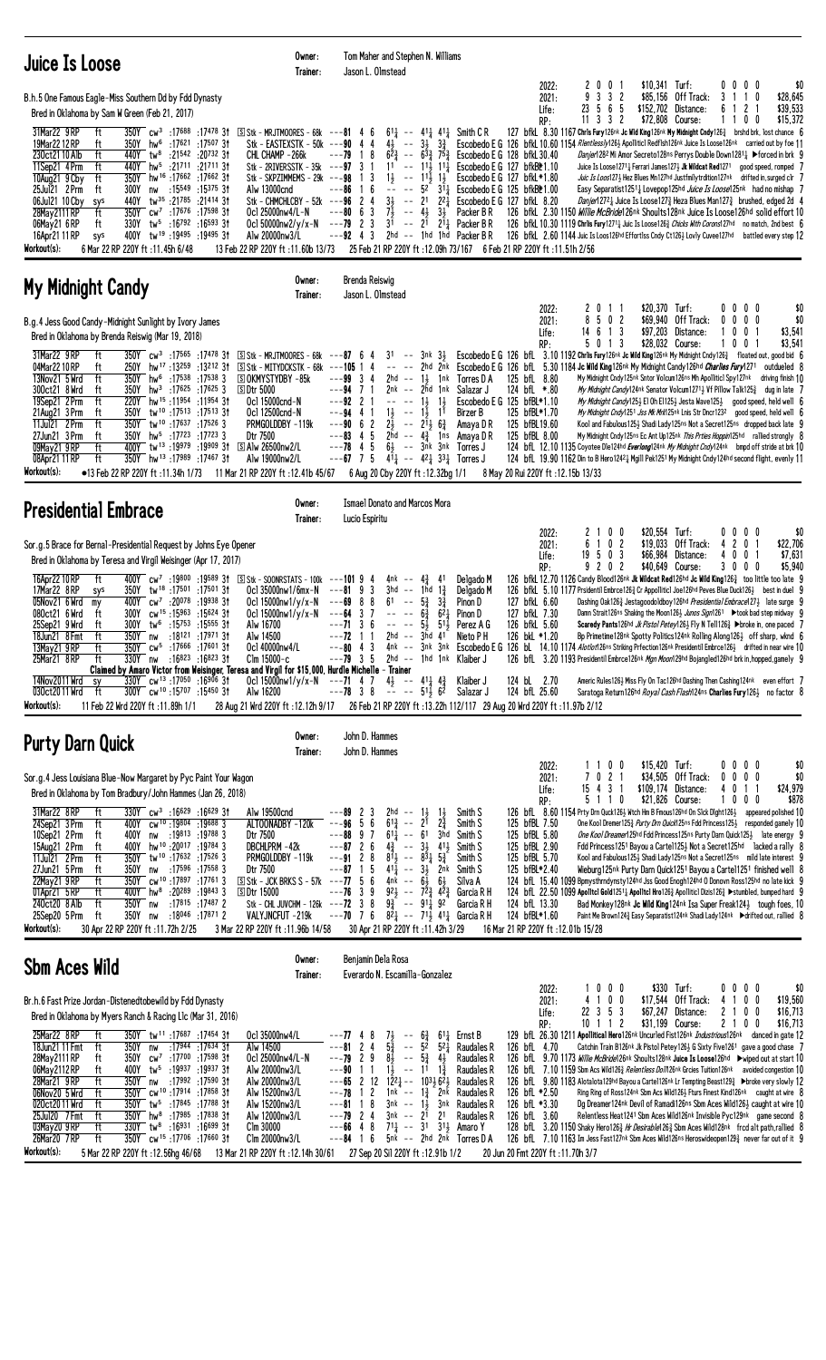## Juice Is Loose

Owner: Tom Maher and Stephen N. Williams
Trainer: Jason L. Olmstead

B.h.5 One Famous Eagle-Miss Southern Dd by Fdd Dynasty
Bred in Oklahoma by Sam W Green (Feb 21, 2017)

| | | | | | | | |
|---|---|---|---|---|---|---|---|
| 2022: | 2 0 0 1 | $10,341 | Turf: | 0 0 0 0 | $0 |
| 2021: | 9 3 3 2 | $85,156 | Off Track: | 3 1 1 0 | $28,645 |
| Life: | 23 5 6 5 | $152,702 | Distance: | 6 1 2 1 | $39,533 |
| RP: | 11 3 3 2 | $72,808 | Course: | 1 1 0 0 | $15,372 |

```
31Mar22 9RP   ft  350Y cw3 :17688 :17478 3↑ [S]Stk - MRJTMOORES - 68k ---81 4 6  6 1¼ -- 4 1¼ 4 1¼  Smith C R   127 bfkL 8.30 1167 Chrls Fury126nk Jc Wild King126nk My Midnight Cndy126½ brshd brk, lost chance 6
19Mar22 12RP  ft  350Y hw6 :17621 :17507 3↑ Stk - EASTEXSTK - 50k ---90 4 4  4½ -- 3½ 3¾  Escobedo E G 126 bfkL 10.60 1154 Rlentlessly126½ Apollitic! Redflsh126nk Juice Is Loose126nk carried out by foe 11
23Oct21 10Alb ft  440Y tw8 :21542 :20732 3↑ CHL CHAMP -266k ---79 1 8  6 2¾ -- 6 3¾ 7 5¾  Escobedo E G 128 bfkL 30.40  Danjer1282 Mi Amor Secreto128ns Perrys Double Down1281¼ ▶forced in brk 9
11Sep21 4Prm  ft  440Y hw5 :21711 :21711 3↑ Stk - 2RIVERSSTK - 35k ---97 3 1  11 -- 11½ 11¼  Escobedo E G 127 bfkLB*1.10  Juice Is Loose1271¼ Ferrari James127¾ Jc Wildcat Red1271 good speed, romped 7
10Aug21 9Cby  ft  350Y hw16 :17662 :17662 3↑ Stk - SKPZIMMEMS - 29k ---98 1 3  1½ -- 11½ 1½  Escobedo E G 127 bfkL*1.80  Juic Is Loos127½ Hez Blues Mn127hd Justfmlytrdition127nk drifted in, surged clr 7
25Jul21 2Prm  ft  300Y nw :15549 :15375 3↑ Alw 13000cnd ---86 1 6  -- -- 5² 3 1¼  Escobedo E G 125 bfkLB*1.00  Easy Separatist1251¼ Lovepop125hd Juice Is Loose125nk had no mishap 7
06Jul21 10Cby sys 440Y hw35 :21785 :21414 3↑ Stk - CHMCHLCBY - 52k ---96 2 4  3½ -- 2¹ 2 2¼  Escobedo E G 127 bfkL 8.20  Danjer1272¼ Juice Is Loose127¾ Heza Blues Man127¾ brushed, edged 2d 4
28May21 11RP  ft  350Y cw7 :17676 :17598 3↑ Ocl 25000nw4/L-N ---80 6 3  4 ¾ -- 4½ 3½  Packer B R  126 bfkL 2.30 1150 Willie McBride126nk Shoults128nk Juice Is Loose126hd solid effort 10
06May21 6RP   ft  330Y tw5 :16792 :16593 3↑ Ocl 50000nw2/y/x-N ---79 2 3  3¹ -- 2¹ 2 1¼  Packer B R  126 bfkL 10.30 1119 Chrls Fury1271¼ Juic Is Loose126½ Chicks With Corons127hd no match, 2nd best 6
16Apr21 11RP  sys 400Y tw19 :19495 :19495 3↑ Alw 20000nw3/L ---92 4 3  2hd -- 1hd 1hd  Packer B R  126 bfkL 2.60 1144 Juic Is Loos126hd Effortlss Cndy Ct126½ Lovly Cuvee127hd battled every step 12
```

Workout(s): 6 Mar 22 RP 220Y ft :11.45h 6/48   13 Feb 22 RP 220Y ft :11.60b 13/73   25 Feb 21 RP 220Y ft :12.09h 73/167   6 Feb 21 RP 220Y ft :11.51h 2/56

## My Midnight Candy

Owner: Brenda Reiswig
Trainer: Jason L. Olmstead

B.g.4 Jess Good Candy-Midnight Sunlight by Ivory James
Bred in Oklahoma by Brenda Reiswig (Mar 19, 2018)

| | | | | | | | |
|---|---|---|---|---|---|---|---|
| 2022: | 2 0 1 1 | $20,370 | Turf: | 0 0 0 0 | $0 |
| 2021: | 8 5 0 2 | $69,940 | Off Track: | 0 0 0 0 | $0 |
| Life: | 14 6 1 3 | $97,203 | Distance: | 1 0 0 1 | $3,541 |
| RP: | 5 0 1 3 | $28,032 | Course: | 1 0 0 1 | $3,541 |

```
31Mar22 9RP   ft  350Y cw3 :17565 :17478 3↑ [S]Stk - MRJTMOORES - 68k ---87 6 4  3¹ -- 3nk 3½  Escobedo E G 126 bfL 3.10 1192 Chrls Fury126nk Jc Wild King126nk My Midnight Cndy126½ floated out, good bid 6
04Mar22 10RP  ft  250Y hw17 :13259 :13212 3↑ [S]Stk - MITYDCKSTK - 68k ---105 1 4  -- -- 2hd 2nk  Escobedo E G 126 bfL 5.30 1184 Jc Wild King126nk My Midnight Candy126hd Charlies Fury1271 outdueled 8
13Nov21 5Wrd  ft  350Y hw6 :17538 :17538 3 [S]OKMYSTYDBY -85k ---99 3 4  2hd -- 1½ 1nk  Torres D A  125 bfL 8.80  My Midnight Cndy125nk Srtor Volcum126ns Mh Apollitic! Spy127nk driving finish 10
30Oct21 8Wrd  ft  350Y hw3 :17625 :17625 3 [S]Dtr 5000 ---94 7 1  2nk -- 2hd 1nk  Salazar J  124 bfL *.80  My Midnight Candy124nk Senator Volcum1271¼ Vf Pillow Talk125¾ dug in late 7
19Sep21 2Prm  ft  220Y hw15 :11954 :11954 3↑ Ocl 15000cnd-N ---92 2 1  -- -- 1½ 1½  Escobedo E G 125 bfkL*1.10  My Midnight Candy125½ El Oh El125½ Jesta Wave125¾ good speed, held well 6
21Aug21 3Prm  ft  350Y tw10 :17513 :17513 3↑ Ocl 12500cnd-N ---94 4 1  1½ -- 1½ 1¹  Birzer B  125 bfkL*1.70  My Midnight Cndy1251 Jss Mi Mnt125nk Lnis Str Dncr1232 good speed, held well 6
11Jul21 2Prm  ft  350Y tw10 :17637 :17526 3 PRMGOLDDBY -119k ---90 6 2  2½ -- 2 1½ 6¾  Amaya D R  125 bfkL19.60  Kool and Fabulous125½ Shadi Lady125ns Not a Secret125ns dropped back late 9
27Jun21 3Prm  ft  350Y hw5 :17723 :17723 3 Dtr 7500 ---83 4 5  2hd -- 4¾ 1ns  Amaya D R  125 bfkL 8.00  My Midnight Cndy125ns Ec Ant Up125nk This Prties Hoppin125hd rallied strongly 8
09May21 9RP   ft  400Y tw13 :19979 :19909 3↑ [S]Alw 26500nw2/L ---78 4 5  6½ -- 3nk 3nk  Torres J  124 bfL 12.10 1135 Coyotee Dle124hd Everlong124nk My Midnight Cndy124nk bmpd off stride at brk 10
08Apr21 11RP  ft  350Y hw13 :17989 :17467 3↑ Alw 19000nw2/L ---67 7 5  4 1¼ -- 4 2½ 3 3¼  Torres J  124 bfL 19.90 1162 Din to B Hero1242¼ Mgill Pek1251 My Midnight Cndy124hd second flight, evenly 11
```

Workout(s): ●13 Feb 22 RP 220Y ft :11.34h 1/73   11 Mar 21 RP 220Y ft :12.41b 45/67   6 Aug 20 Cby 220Y ft :12.32bg 1/11   8 May 20 Rui 220Y ft :12.15b 13/33

## Presidential Embrace

Owner: Ismael Donato and Marcos Mora
Trainer: Lucio Espiritu

Sor.g.5 Brace for Bernal-Presidential Request by Johns Eye Opener
Bred in Oklahoma by Teresa and Virgil Weisinger (Apr 17, 2017)

| | | | | | | | |
|---|---|---|---|---|---|---|---|
| 2022: | 2 1 0 0 | $20,554 | Turf: | 0 0 0 0 | $0 |
| 2021: | 6 1 0 2 | $19,033 | Off Track: | 4 2 0 1 | $22,706 |
| Life: | 19 5 0 3 | $66,984 | Distance: | 4 0 0 1 | $7,631 |
| RP: | 9 2 0 2 | $40,649 | Course: | 3 0 0 0 | $5,940 |

```
16Apr22 10RP  ft  400Y cw7 :19800 :19589 3↑ [S]Stk - SOONRSTATS - 100k ---101 9 4  4nk -- 4¾ 4¹  Delgado M  126 bfL 12.70 1126 Candy Blood126nk Jc Wildcat Red126hd Jc Wild King126½ too little too late 9
17Mar22 8RP   sys 350Y tw18 :17501 :17501 3↑ Ocl 35000nw6/mx-N ---81 9 3  3hd -- 1hd 1¾  Delgado M  126 bfL 5.10 1177 Prsidentl Embrce126¾ Cr Apollitic! Joe126hd Peves Blue Duck126½ best in duel 9
05Nov21 6Wrd  my  400Y cw7 :20078 :19938 3↑ Ocl 15000nw1/y/x-N ---69 8 8  6¹ -- 5¾ 3¾  Pinon D  127 bfkL 6.60  Dashing Oak126¾ Jestagoodolday126hd Presidential Embrace127¼ late surge 9
08Oct21 6Wrd  ft  300Y cw15 :15855 :15624 3↑ Ocl 15000nw1/y/x-N ---64 3 7  -- -- 6½ 6 2¼  Pinon D  127 bfkL 7.30  Damn Strait126ns Shaking the Moon126½ Jonos Sign1261 ▶took bad step midway 9
25Sep21 9Wrd  ft  300Y tw6 :15753 :15555 3↑ Alw 16700 ---71 3 6  -- -- 5½ 5 1½  Perez A G  126 bfkL 5.60  Scaredy Pants126hd Jk Pistol Petey126¾ Fly N Tell126¾ ▶broke in, one paced 7
18Jun21 8Fmt  ft  350Y nw :18121 :17971 3↑ Alw 14500 ---72 1 1  2hd -- 3hd 4¹  Nieto P H  126 bkL *1.20  Bp Primetime126nk Spotty Politics124nk Rolling Along126¾ off sharp, wknd 6
13May21 9RP   ft  350Y cw5 :17666 :17601 3↑ Ocl 40000nw4/L ---80 4 3  4nk -- 3nk 3nk  Escobedo E G 126 bL 14.10 1174 Alotlot126ns Striking Prfection126nk Presidentl Embrce126½ drifted in near wire 10
25Mar21 8RP   ft  330Y nw :16823 :16823 3↑ Clm 15000-c ---79 3 5  2hd -- 1hd 1nk  Klaiber J  126 bfL 3.20 1193 Presidentl Embrce126nk Mgn Moon129hd Bojangled126hd brk in,hopped,gamely 9
    Claimed by Amaro Victor from Weisinger, Teresa and Virgil for $15,000, Hurdle Michelle - Trainer
14Nov2011Wrd  sy  330Y cw13 :17050 :16906 3↑ Ocl 15000nw1/y/x-N ---71 4 7  4½ -- 4 1¼ 4¾  Klaiber J  124 bL 2.70  Americ Rules126¾ Miss Fly On Tac126hd Dashing Then Cashing124nk even effort 7
03Oct2011Wrd  ft  300Y cw10 :15707 :15450 3↑ Alw 16200 ---78 3 8  -- -- 5 1½ 6²  Salazar J  124 bfL 25.60  Saratoga Return126hd Royal Cash Flash124ns Charlies Fury126½ no factor 8
```

Workout(s): 11 Feb 22 Wrd 220Y ft :11.89h 1/1   28 Aug 21 Wrd 220Y ft :12.12h 9/17   26 Feb 21 RP 220Y ft :13.22h 112/117   29 Aug 20 Wrd 220Y ft :11.97b 2/12

## Purty Darn Quick

Owner: John D. Hammes
Trainer: John D. Hammes

Sor.g.4 Jess Louisiana Blue-Now Margaret by Pyc Paint Your Wagon
Bred in Oklahoma by Tom Bradbury/John Hammes (Jan 26, 2018)

| | | | | | | | |
|---|---|---|---|---|---|---|---|
| 2022: | 1 1 0 0 | $15,420 | Turf: | 0 0 0 0 | $0 |
| 2021: | 7 0 2 1 | $34,505 | Off Track: | 0 0 0 0 | $0 |
| Life: | 15 4 3 1 | $109,174 | Distance: | 4 0 1 1 | $24,979 |
| RP: | 5 1 1 0 | $21,826 | Course: | 1 0 0 0 | $878 |

```
31Mar22 8RP   ft  330Y cw3 :16629 :16629 3↑ Alw 19500cnd ---89 2 3  2hd -- 1½ 1½  Smith S  126 bfL 8.60 1154 Prty Drn Quck126½ Wtch Hm B Fmous126hd On Slck Dlght126¼ appeared polished 10
24Sep21 3Prm  ft  400Y cw10 :19804 :19688 3 ALTOONADBY -120k ---96 5 6  6 1¾ -- 2¹ 2¾  Smith S  125 bfkL 7.50  One Kool Dreamer125¾ Purty Drn Quick125ns Fdd Princess125¼ responded gamely 10
10Sep21 2Prm  ft  400Y nw :19813 :19788 3 Dtr 7500 ---88 9 7  6 1¼ -- 6¹ 3hd  Smith S  125 bfkL 5.80  One Kool Dreamer125hd Fdd Princess125ns Purty Darn Quick125½ late energy 9
15Aug21 2Prm  ft  400Y hw10 :20017 :19784 3 DBCHLPRM -42k ---87 2 6  4¾ -- 3½ 4 1½  Smith S  125 bfkL 2.90  Fdd Princess1251 Bayou a Cartel125½ Not a Secret125hd lacked a rally 8
11Jul21 2Prm  ft  350Y tw10 :17632 :17526 3 PRMGOLDDBY -119k ---91 2 8  8 1½ -- 8 3¼ 5¾  Smith S  125 bfkL 5.70  Kool and Fabulous125½ Shadi Lady125ns Not a Secret125ns mild late interest 9
27Jun21 5Prm  ft  350Y nw :17596 :17558 3 Dtr 7500 ---87 1 5  4 1¼ -- 3½ 2nk  Smith S  125 bfkL*2.40  Wieburg125nk Purty Darn Quick1251 Bayou a Cartel1251 finished well 8
22May21 9RP   ft  350Y cw10 :17897 :17761 3 [S]Stk - JCK BRKS S - 57k ---77 5 6  4nk -- 6½ 6½  Silva A  124 bfL 15.40 1099 Bpmysthrndynsty124hd Jss Good Enogh124hd O Donovn Ross125hd no late kick 9
01Apr21 5RP   ft  400Y hw8 :20289 :19843 3 [S]Dtr 15000 ---76 3 9  9 2½ -- 7 2¾ 4 2¾  Garcia R H  124 bfL 22.50 1099 Apolltcl Gold125¼ Apolltcl Hro126¾ Apollitic! Dizzi126¾ ▶stumbled, bumped hard 9
24Oct20 8Alb  ft  350Y nw :17815 :17487 2 Stk - CHL JUVCHM - 126k ---72 3 8  9¾ -- 9 1¼ 9²  Garcia R H  124 bfkL 13.30  Bad Monkey128nk Jc Wild King124nk Isa Super Freak124½ tough foes, 10
25Sep20 5Prm  ft  350Y nw :18046 :17871 2 VALYJNCFUT -219k ---70 7 6  8 2¼ -- 7 1½ 4 1¾  Garcia R H  124 bfkL*1.60  Paint Me Brown126¾ Easy Separatist124nk Shadi Lady126nk ▶drifted out, rallied 8
```

Workout(s): 30 Apr 22 RP 220Y ft :11.72h 2/25   3 Mar 22 RP 220Y ft :11.96b 14/58   30 Apr 21 RP 220Y ft :11.42h 3/29   16 Mar 21 RP 220Y ft :12.01b 15/28

## Sbm Aces Wild

Owner: Benjamin Dela Rosa
Trainer: Everardo N. Escamilla-Gonzalez

Br.h.6 Fast Prize Jordan-Distenedtobewild by Fdd Dynasty
Bred in Oklahoma by Myers Ranch & Racing Llc (Mar 31, 2016)

| | | | | | | | |
|---|---|---|---|---|---|---|---|
| 2022: | 1 0 0 0 | $330 | Turf: | 0 0 0 0 | $0 |
| 2021: | 4 1 0 0 | $17,544 | Off Track: | 4 1 0 0 | $19,560 |
| Life: | 22 3 5 3 | $67,247 | Distance: | 2 1 0 0 | $16,713 |
| RP: | 10 1 1 2 | $31,199 | Course: | 2 1 0 0 | $16,713 |

```
25Mar22 8RP   ft  350Y tw11 :17687 :17454 3↑ Ocl 35000nw4/L ---77 4 8  7½ -- 6¾ 6 1¼  Ernst B  129 bfL 26.30 1211 Apollitical Hero126nk Uncurled Fist126nk Industrious126nk danced in gate 12
18Jun21 11Fmt ft  350Y nw :17944 :17634 3↑ Alw 15000 ---81 2 4  5¾ -- 5² 5 2¼  Raudales R  126 bfL 4.70  Catchin Train B126nk Jk Pistol Petey126¾ Q Sixty Five1261 gave a good chase 7
28May21 11RP  ft  350Y cw7 :17700 :17598 3↑ Ocl 25000nw4/L-N ---79 2 9  8½ -- 5¾ 4½  Raudales R  126 bfL 9.70 1173 Willie McBride126nk Shoults128nk Juice Is Loose126hd ▶wiped out at start 10
06May21 12RP  ft  400Y tw5 :19937 :19937 3↑ Alw 20000nw3/L ---90 1 1  1½ -- 1¹ 1¾  Raudales R  126 bfL 7.10 1159 Sbm Acs Wild126¾ Relentless Dol126nk Grcies Tuition126nk avoided congestion 10
28Mar21 9RP   ft  350Y nw :17992 :17590 3↑ Alw 20000nw3/L ---65 2 12  12 2¼ -- 10 3½ 6 2½  Raudales R  126 bfL 9.80 1183 Alotalota129hd Bayou a Cartel126nk Lr Tempting Beast129¾ ▶broke very slowly 12
06Nov20 5Wrd  ft  350Y tw10 :17914 :17858 3↑ Alw 15200nw3/L ---78 1 2  1nk -- 1¾ 2nk  Raudales R  126 bfL *2.50  Ring Ring of Ross124nk Sbm Acs Wild126½ Fturs Finest Kind126nk caught at wire 8
02Oct20 11Wrd ft  350Y tw5 :17845 :17788 3↑ Alw 15200nw3/L ---81 1 8  3nk -- 1½ 3nk  Raudales R  126 bfL *3.30  Dg Dreamer124nk Devil of Ramadi126ns Sbm Aces Wild126½ caught at wire 10
25Jul20 7Fmt  ft  350Y hw8 :17985 :17838 3↑ Alw 12000nw3/L ---79 2 4  3nk -- 2¹ 2¹  Raudales R  126 bfL 3.60  Relentless Heat1241 Sbm Aces Wild126½ Invisible Pyc129nk game second 8
03May20 9RP   ft  330Y tw8 :16931 :16699 3↑ Clm 30000 ---66 4 8  7 1¼ -- 3¹ 3 1½  Amaro Y  128 bfL 3.20 1150 Shaky Hero126¾ Hr Desirable126½ Sbm Aces Wild128nk frcd alt path,rallied 8
26Mar20 7RP   ft  350Y cw15 :17706 :17660 3↑ Clm 20000nw3/L ---84 1 6  5nk -- 2hd 2nk  Torres D A  126 bfL 7.10 1163 Im Jess Fast127nk Sbm Aces Wild126ns Heroswideopen129½ never far out of it 9
```

Workout(s): 5 Mar 22 RP 220Y ft :12.56hg 46/68   13 Mar 21 RP 220Y ft :12.14h 30/61   27 Sep 20 Sil 220Y ft :12.91b 1/2   20 Jun 20 Fmt 220Y ft :11.70h 3/7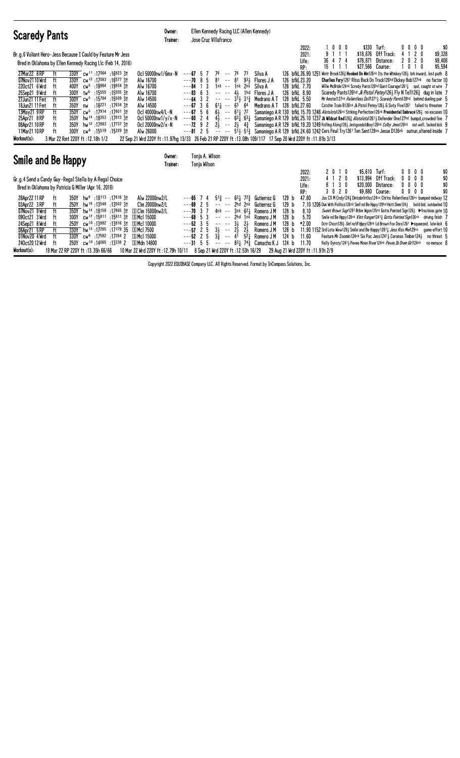## Scaredy Pants

Owner: Ellen Kennedy Racing LLC (Allen Kennedy)
Trainer: Jose Cruz Villafranco

Br.g.6 Valiant Hero-Jess Because I Could by Feature Mr Jess
Bred in Oklahoma by Ellen Kennedy Racing Llc (Feb 14, 2016)

| | | | | | | | | |
|---|---|---|---|---|---|---|---|---|
| 2022: | 1 0 0 0 | $330 | Turf: | 0 0 0 0 | $0 |
| 2021: | 9 1 1 1 | $18,876 | Off Track: | 4 1 2 0 | $9,328 |
| Life: | 36 4 7 4 | $78,871 | Distance: | 2 0 2 0 | $9,408 |
| RP: | 15 1 1 1 | $27,566 | Course: | 1 0 1 0 | $5,594 |

| | | | | | | | | | | | | | | | | | | | | |
|---|---|---|---|---|---|---|---|---|---|---|---|---|---|---|---|---|---|---|---|---|
| 27Mar22 8RP | ft | 330Y | cw[11] :17064 :16623 3↑ | Ocl 50000nw1/6mx-N | ---67 | 5 | 7 | 7[6] | -- | 7[6] | 7[3] | Silva A | 126 | bfkL | 26.90 | 1251 Wintr Brook126¾ Hooked On Win126nk Its the Whiskey126½ brk inward, lost path 8 |
| 07Nov21 10 Wrd | ft | 330Y | cw[12] :17083 :16577 3↑ | Alw 16700 | ---70 | 8 | 5 | 8[1] | -- | 8[1] | 9$3\frac{1}{2}$ | Flores J A | 126 | bfkL | 23.20 | Charlies Fury1261 Ritas Back On Track126hd Dickey Bob127nk no factor 10 |
| 22Oct21 6 Wrd | ft | 400Y | cw[5] :19984 :19934 3↑ | Alw 16700 | ---84 | 1 | 3 | 1nk | -- | 1nk | 2nk | Silva A | 126 | bfkL | 7.70 | Willie McBride124nk Scredy Pants126hd Giant Courage1261½ spd, caught at wire 7 |
| 25Sep21 9 Wrd | ft | 300Y | tw[6] :15555 :15555 3↑ | Alw 16700 | ---83 | 6 | 3 | -- | -- | 4½ | 1hd | Flores J A | 126 | bfkL | 8.90 | Scaredy Pants126hd Jk Pistol Petey126½ Fly N Tell126¾ dug in late 7 |
| 27Jun21 11 Fmt | ft | 300Y | cw[5] :15784 :15509 3↑ | Alw 14500 | ---64 | 3 | 2 | -- | -- | 3$1\frac{1}{2}$ | 3$1\frac{3}{4}$ | Medrano A T | 128 | bfkL | 5.50 | Mr Amstel127nk Relentless Doll1271½ Scaredy Pants128hd behind dueling pair 5 |
| 18Jun21 11 Fmt | ft | 350Y | nw :18221 :17634 3↑ | Alw 14500 | ---67 | 3 | 6 | 6$1\frac{1}{4}$ | -- | 6[3] | 6[4] | Medrano A T | 128 | bfkL | 27.60 | Catchin Train B126nk Jk Pistol Petey126½ G Sixty Five1261 failed to threaten 7 |
| 13May21 9 RP | ft | 350Y | cw[5] :17914 :17601 3↑ | Ocl 40000nw4/L-N | ---67 | 5 | 6 | 6½ | -- | 6$1\frac{1}{4}$ | 7[2] | Samaniego A R | 130 | bfkL | 15.70 | 1248 Alotalotal126ns Striking Perfection126nk Presidential Embrace126½ no excuses 10 |
| 25Apr21 8 RP | ft | 350Y | hw[14] :18353 :17813 3↑ | Ocl 50000nw1/y/x-N | ---60 | 2 | 4 | 4½ | -- | 6$2\frac{1}{2}$ | 6$3\frac{1}{4}$ | Samaniego A R | 129 | bfkL | 25.10 | 1237 Jk Wildcat Red126½ Alotalotal1261½ Defender One127hd bumpd,crowded foe 7 |
| 08Apr21 10 RP | ft | 350Y | hw[12] :17883 :17737 3↑ | Ocl 20000nw2/x-N | ---72 | 9 | 2 | 2½ | -- | 2½ | 4¾ | Samaniego A R | 129 | bfkL | 19.20 | 1249 Rolling Along126½ Jestgoodoldboy126hd Colby Jess126hd out well, lacked kick 9 |
| 11Mar21 10 RP | ft | 300Y | cw[8] :15519 :15229 3↑ | Alw 26000 | ---81 | 2 | 5 | -- | -- | 5$1\frac{1}{2}$ | 5$1\frac{3}{4}$ | Samaniego A R | 129 | bfkL | 24.60 | 1242 Cers Final Try1261 Ten Sent128ns Jesse D126nk outrun,altered inside 7 |

Workout(s): 3 Mar 22 Rmt 220Y ft :12.18h 1/2 22 Sep 21 Wrd 220Y ft :11.97hg 13/33 26 Feb 21 RP 220Y ft :13.08h 109/117 17 Sep 20 Wrd 220Y ft :11.81b 3/13

## Smile and Be Happy

Owner: Tonja A. Wilson
Trainer: Tonja Wilson

Gr.g.4 Send a Candy Guy-Regal Stella by A Regal Choice
Bred in Oklahoma by Patricia G Miller (Apr 16, 2018)

| | | | | | |
|---|---|---|---|---|---|
| 2022: | 2 0 1 0 | $5,610 | Turf: | 0 0 0 0 | $0 |
| 2021: | 4 1 2 0 | $13,994 | Off Track: | 0 0 0 0 | $0 |
| Life: | 8 1 3 0 | $20,000 | Distance: | 0 0 0 0 | $0 |
| RP: | 3 0 2 0 | $9,880 | Course: | 0 0 0 0 | $0 |

| | | | | | | | | | | | | | | | | | | | | |
|---|---|---|---|---|---|---|---|---|---|---|---|---|---|---|---|---|---|---|---|---|
| 28Apr22 11 RP | ft | 350Y | hw[9] :18113 :17616 3↑ | Alw 22000nw2/L | ---65 | 7 | 4 | 5$1\frac{3}{4}$ | -- | 6$2\frac{1}{4}$ | 7$2\frac{3}{4}$ | Gutierrez G | 129 | b | 47.80 | Jss Cll M Cndy124½ Dntcbrlntlss124ns Chrlns Relentless126ns bumped midway 12 |
| 03Apr22 3 RP | ft | 250Y | hw[18] :13548 :13502 3↑ | Clm 20000nw2/L | ---69 | 2 | 5 | -- | -- | 2hd | 2nk | Gutierrez G | 129 | b | 7.10 | 1206 Dun With Politics126nk Smil nd Be Hppy129hd Hott Dmn124½ bold bid, outdueled 10 |
| 07Nov21 9 Wrd | ft | 350Y | hw[14] :18158 :17865 3↑ | S Clm 15000nw2/L | ---70 | 3 | 7 | 4nk | -- | 3nk | 6$2\frac{1}{4}$ | Romero J M | 128 | b | 8.10 | Sweet Brown Sugr1291 Brbie Wgon125nk Gotta Painted Sign126½ ►fractious gate 10 |
| 09Oct21 3 Wrd | ft | 300Y | cw[17] :15811 :15811 3↑ | S Mcl 15000 | ---68 | 5 | 3 | -- | -- | 2hd | 1nk | Romero J M | 128 | b | 5.70 | Smile nd Be Hppy128nk Vlnt Ranger1241¾ Gotta Painted Sign126nk driving finish 7 |
| 24Sep21 8 Wrd | ft | 250Y | cw[10] :13862 :13816 3↑ | S Mcl 10000 | ---52 | 3 | 5 | -- | -- | 3½ | 2½ | Romero J M | 128 | b | *2.00 | Dctr Chcot129½ Sml nd B Hppy128nk Ld Brown Fox Dsrs1261 ►squeezed, late kick 6 |
| 08Apr21 5 RP | ft | 330Y | hw[13] :17265 :17179 35 | S Mcl 7500 | ---57 | 2 | 5 | 3½ | -- | 2½ | 2½ | Romero J M | 128 | b | 11.90 | 1152 Srd Lota Wow129½ Smile and Be Happy1281¼ Jess Kiss Me129ns game effort 10 |
| 01Nov20 4 Wrd | ft | 330Y | cw[6] :17582 :17264 2 | S Mcl 15000 | ---52 | 2 | 5 | 3¾ | -- | 4[1] | 5$2\frac{1}{4}$ | Romero J M | 124 | b | 11.60 | Feature Mr Zoomin124nk Six Pac Jess1241¼ Coronas Timber124½ no threat 5 |
| 24Oct20 12 Wrd | ft | 250Y | cw[10] :14065 :13338 2 | S Mdn 14800 | ---31 | 5 | 5 | -- | -- | 8$3\frac{1}{4}$ | 7$4\frac{3}{4}$ | Camacho K J | 124 | b | 11.70 | Relly Dynsty1241½ Peves Moon River124nk Peves Ib Dren Girl124nk no menace 8 |

Workout(s): 19 Mar 22 RP 220Y ft :13.35h 66/66 10 Mar 22 Wrd 220Y ft :12.79h 10/11 8 Sep 21 Wrd 220Y ft :12.53h 16/29 29 Aug 21 Wrd 220Y ft :11.91h 2/9

Copyright 2022 EQUIBASE Company LLC. All Rights Reserved. Format by InCompass Solutions, Inc.